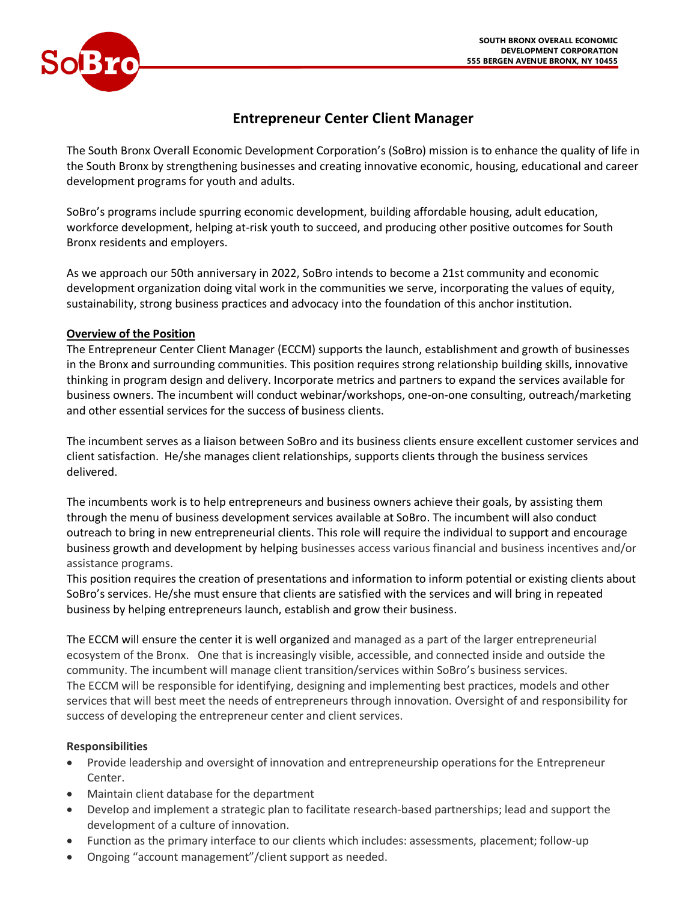SOUTH BRONX OVERALL ECONOMIC DEVELOPMENT CORPORATION
555 BERGEN AVENUE BRONX, NY 10455

# Entrepreneur Center Client Manager

The South Bronx Overall Economic Development Corporation's (SoBro) mission is to enhance the quality of life in the South Bronx by strengthening businesses and creating innovative economic, housing, educational and career development programs for youth and adults.

SoBro's programs include spurring economic development, building affordable housing, adult education, workforce development, helping at-risk youth to succeed, and producing other positive outcomes for South Bronx residents and employers.

As we approach our 50th anniversary in 2022, SoBro intends to become a 21st community and economic development organization doing vital work in the communities we serve, incorporating the values of equity, sustainability, strong business practices and advocacy into the foundation of this anchor institution.

**Overview of the Position**

The Entrepreneur Center Client Manager (ECCM) supports the launch, establishment and growth of businesses in the Bronx and surrounding communities. This position requires strong relationship building skills, innovative thinking in program design and delivery. Incorporate metrics and partners to expand the services available for business owners. The incumbent will conduct webinar/workshops, one-on-one consulting, outreach/marketing and other essential services for the success of business clients.

The incumbent serves as a liaison between SoBro and its business clients ensure excellent customer services and client satisfaction. He/she manages client relationships, supports clients through the business services delivered.

The incumbents work is to help entrepreneurs and business owners achieve their goals, by assisting them through the menu of business development services available at SoBro. The incumbent will also conduct outreach to bring in new entrepreneurial clients. This role will require the individual to support and encourage business growth and development by helping businesses access various financial and business incentives and/or assistance programs.

This position requires the creation of presentations and information to inform potential or existing clients about SoBro's services. He/she must ensure that clients are satisfied with the services and will bring in repeated business by helping entrepreneurs launch, establish and grow their business.

The ECCM will ensure the center it is well organized and managed as a part of the larger entrepreneurial ecosystem of the Bronx. One that is increasingly visible, accessible, and connected inside and outside the community. The incumbent will manage client transition/services within SoBro's business services.

The ECCM will be responsible for identifying, designing and implementing best practices, models and other services that will best meet the needs of entrepreneurs through innovation. Oversight of and responsibility for success of developing the entrepreneur center and client services.

**Responsibilities**

- Provide leadership and oversight of innovation and entrepreneurship operations for the Entrepreneur Center.
- Maintain client database for the department
- Develop and implement a strategic plan to facilitate research-based partnerships; lead and support the development of a culture of innovation.
- Function as the primary interface to our clients which includes: assessments, placement; follow-up
- Ongoing "account management"/client support as needed.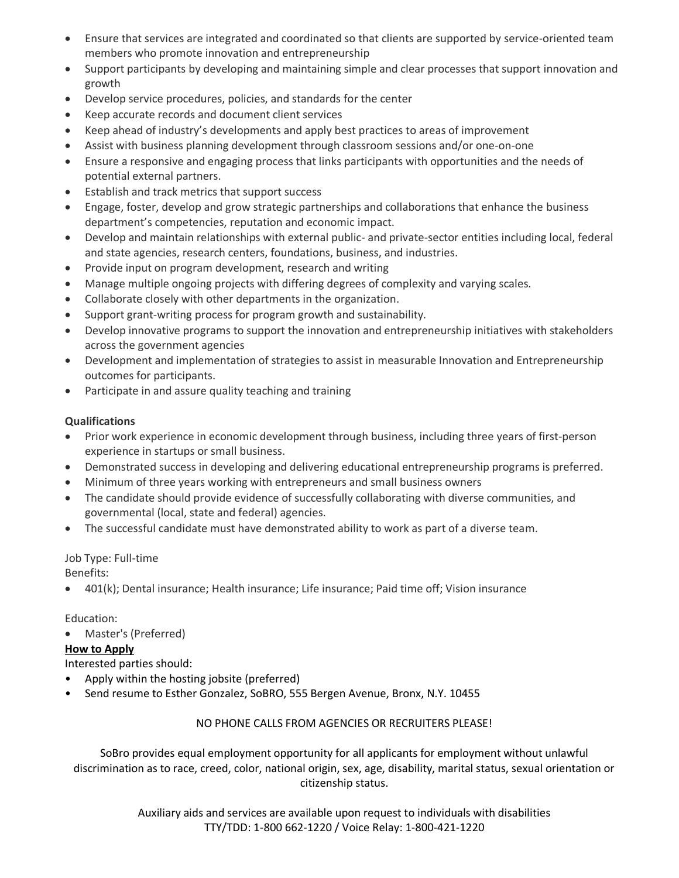- Ensure that services are integrated and coordinated so that clients are supported by service-oriented team members who promote innovation and entrepreneurship
- Support participants by developing and maintaining simple and clear processes that support innovation and growth
- Develop service procedures, policies, and standards for the center
- Keep accurate records and document client services
- Keep ahead of industry's developments and apply best practices to areas of improvement
- Assist with business planning development through classroom sessions and/or one-on-one
- Ensure a responsive and engaging process that links participants with opportunities and the needs of potential external partners.
- Establish and track metrics that support success
- Engage, foster, develop and grow strategic partnerships and collaborations that enhance the business department's competencies, reputation and economic impact.
- Develop and maintain relationships with external public- and private-sector entities including local, federal and state agencies, research centers, foundations, business, and industries.
- Provide input on program development, research and writing
- Manage multiple ongoing projects with differing degrees of complexity and varying scales.
- Collaborate closely with other departments in the organization.
- Support grant-writing process for program growth and sustainability.
- Develop innovative programs to support the innovation and entrepreneurship initiatives with stakeholders across the government agencies
- Development and implementation of strategies to assist in measurable Innovation and Entrepreneurship outcomes for participants.
- Participate in and assure quality teaching and training

**Qualifications**

- Prior work experience in economic development through business, including three years of first-person experience in startups or small business.
- Demonstrated success in developing and delivering educational entrepreneurship programs is preferred.
- Minimum of three years working with entrepreneurs and small business owners
- The candidate should provide evidence of successfully collaborating with diverse communities, and governmental (local, state and federal) agencies.
- The successful candidate must have demonstrated ability to work as part of a diverse team.

Job Type: Full-time

Benefits:

- 401(k); Dental insurance; Health insurance; Life insurance; Paid time off; Vision insurance

Education:

- Master's (Preferred)

**How to Apply**

Interested parties should:

- Apply within the hosting jobsite (preferred)
- Send resume to Esther Gonzalez, SoBRO, 555 Bergen Avenue, Bronx, N.Y. 10455

NO PHONE CALLS FROM AGENCIES OR RECRUITERS PLEASE!

SoBro provides equal employment opportunity for all applicants for employment without unlawful discrimination as to race, creed, color, national origin, sex, age, disability, marital status, sexual orientation or citizenship status.

Auxiliary aids and services are available upon request to individuals with disabilities
TTY/TDD: 1-800 662-1220 / Voice Relay: 1-800-421-1220